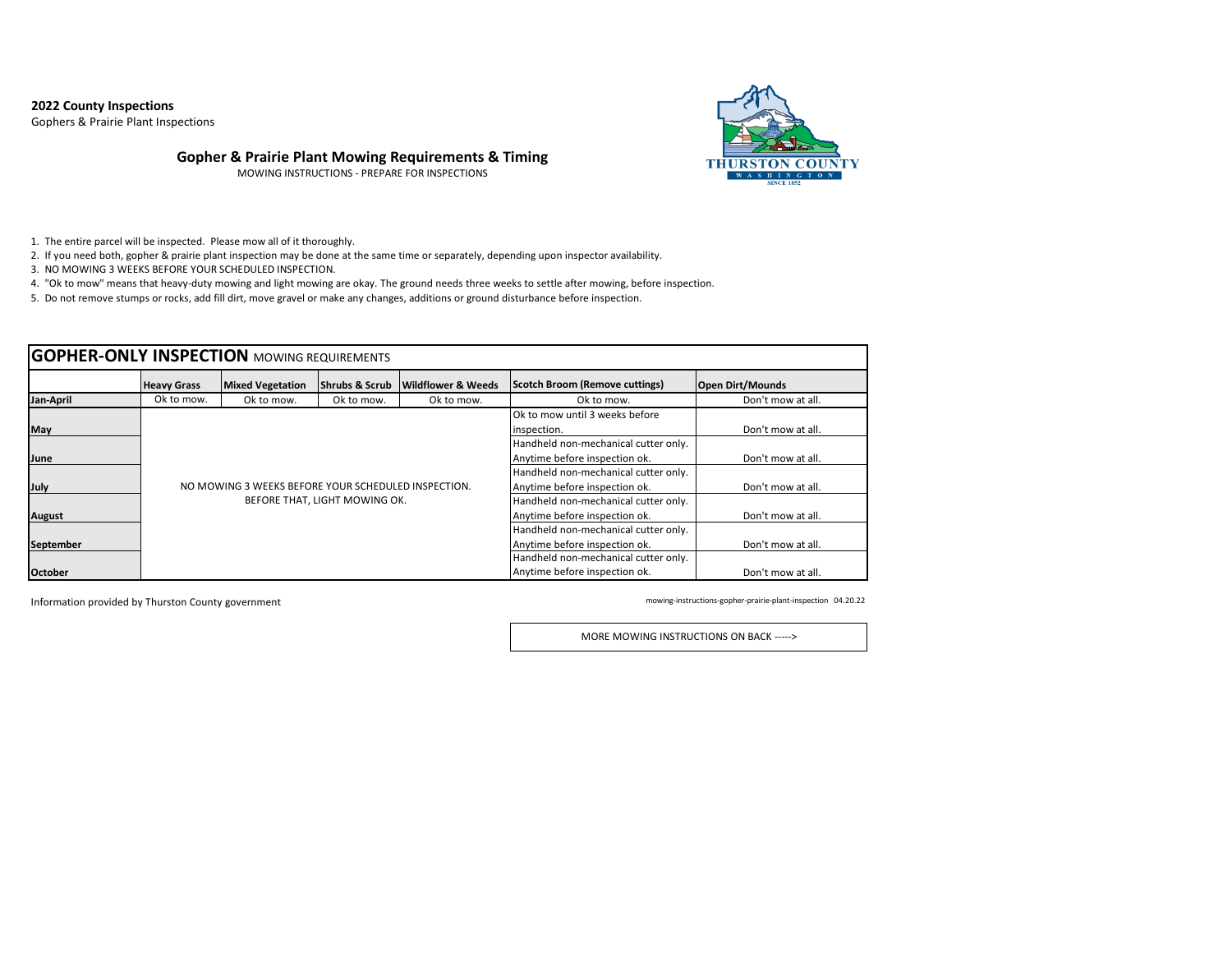**2022 County Inspections**
Gophers & Prairie Plant Inspections

## Gopher & Prairie Plant Mowing Requirements & Timing

MOWING INSTRUCTIONS - PREPARE FOR INSPECTIONS

THURSTON COUNTY
WASHINGTON
SINCE 1852

1. The entire parcel will be inspected. Please mow all of it thoroughly.
2. If you need both, gopher & prairie plant inspection may be done at the same time or separately, depending upon inspector availability.
3. NO MOWING 3 WEEKS BEFORE YOUR SCHEDULED INSPECTION.
4. "Ok to mow" means that heavy-duty mowing and light mowing are okay. The ground needs three weeks to settle after mowing, before inspection.
5. Do not remove stumps or rocks, add fill dirt, move gravel or make any changes, additions or ground disturbance before inspection.

### GOPHER-ONLY INSPECTION MOWING REQUIREMENTS

| | Heavy Grass | Mixed Vegetation | Shrubs & Scrub | Wildflower & Weeds | Scotch Broom (Remove cuttings) | Open Dirt/Mounds |
|---|---|---|---|---|---|---|
| Jan-April | Ok to mow. | Ok to mow. | Ok to mow. | Ok to mow. | Ok to mow. | Don't mow at all. |
| May | NO MOWING 3 WEEKS BEFORE YOUR SCHEDULED INSPECTION. BEFORE THAT, LIGHT MOWING OK. | | | | Ok to mow until 3 weeks before inspection. | Don't mow at all. |
| June | | | | | Handheld non-mechanical cutter only. Anytime before inspection ok. | Don't mow at all. |
| July | | | | | Handheld non-mechanical cutter only. Anytime before inspection ok. | Don't mow at all. |
| August | | | | | Handheld non-mechanical cutter only. Anytime before inspection ok. | Don't mow at all. |
| September | | | | | Handheld non-mechanical cutter only. Anytime before inspection ok. | Don't mow at all. |
| October | | | | | Handheld non-mechanical cutter only. Anytime before inspection ok. | Don't mow at all. |

Information provided by Thurston County government

mowing-instructions-gopher-prairie-plant-inspection 04.20.22

MORE MOWING INSTRUCTIONS ON BACK ----->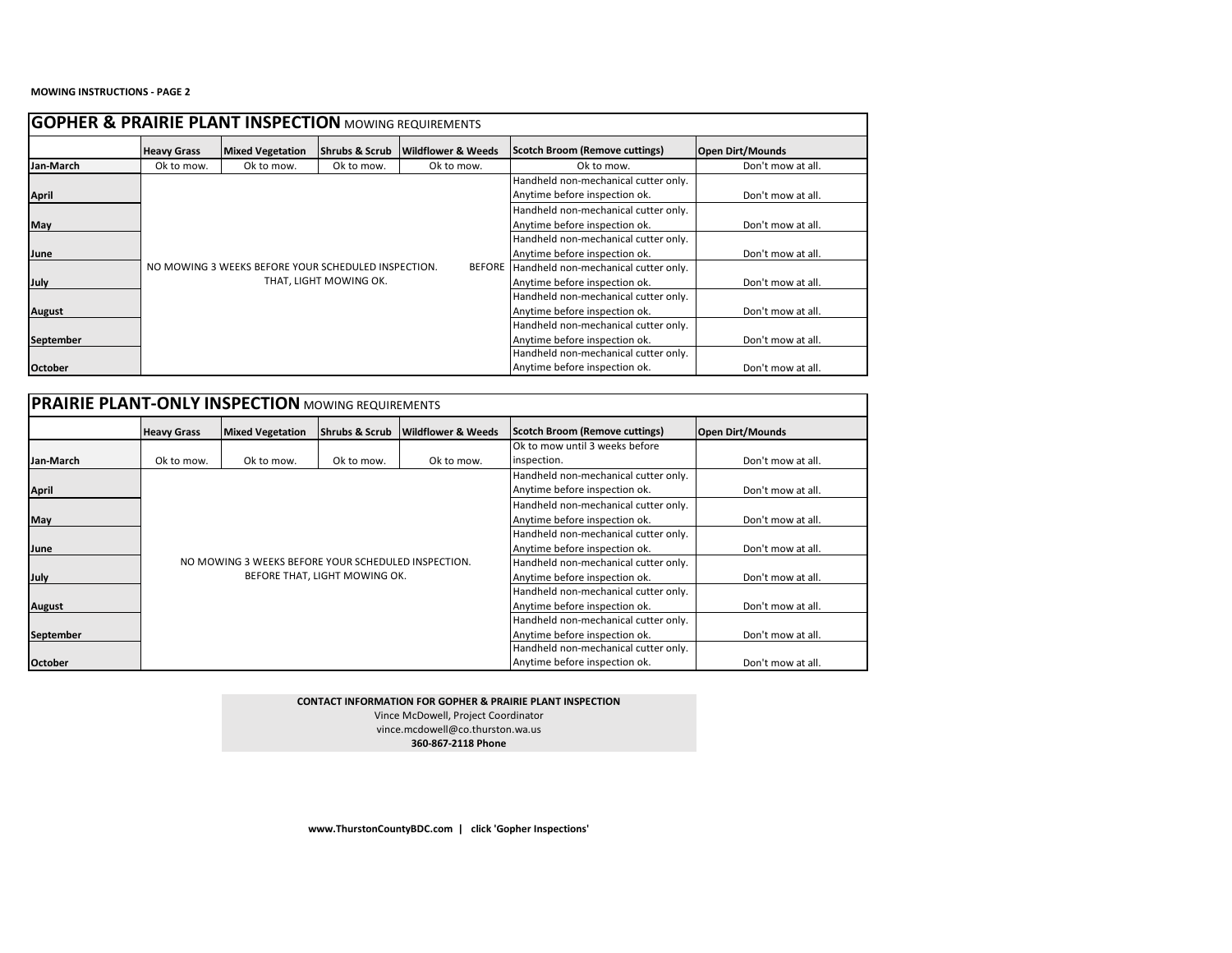**MOWING INSTRUCTIONS - PAGE 2**

## GOPHER & PRAIRIE PLANT INSPECTION MOWING REQUIREMENTS

| | Heavy Grass | Mixed Vegetation | Shrubs & Scrub | Wildflower & Weeds | Scotch Broom (Remove cuttings) | Open Dirt/Mounds |
|---|---|---|---|---|---|---|
| Jan-March | Ok to mow. | Ok to mow. | Ok to mow. | Ok to mow. | Ok to mow. | Don't mow at all. |
| April | NO MOWING 3 WEEKS BEFORE YOUR SCHEDULED INSPECTION. BEFORE THAT, LIGHT MOWING OK. | | | | Handheld non-mechanical cutter only. Anytime before inspection ok. | Don't mow at all. |
| May | | | | | Handheld non-mechanical cutter only. Anytime before inspection ok. | Don't mow at all. |
| June | | | | | Handheld non-mechanical cutter only. Anytime before inspection ok. | Don't mow at all. |
| July | | | | | Handheld non-mechanical cutter only. Anytime before inspection ok. | Don't mow at all. |
| August | | | | | Handheld non-mechanical cutter only. Anytime before inspection ok. | Don't mow at all. |
| September | | | | | Handheld non-mechanical cutter only. Anytime before inspection ok. | Don't mow at all. |
| October | | | | | Handheld non-mechanical cutter only. Anytime before inspection ok. | Don't mow at all. |

## PRAIRIE PLANT-ONLY INSPECTION MOWING REQUIREMENTS

| | Heavy Grass | Mixed Vegetation | Shrubs & Scrub | Wildflower & Weeds | Scotch Broom (Remove cuttings) | Open Dirt/Mounds |
|---|---|---|---|---|---|---|
| Jan-March | Ok to mow. | Ok to mow. | Ok to mow. | Ok to mow. | Ok to mow until 3 weeks before inspection. | Don't mow at all. |
| April | NO MOWING 3 WEEKS BEFORE YOUR SCHEDULED INSPECTION. BEFORE THAT, LIGHT MOWING OK. | | | | Handheld non-mechanical cutter only. Anytime before inspection ok. | Don't mow at all. |
| May | | | | | Handheld non-mechanical cutter only. Anytime before inspection ok. | Don't mow at all. |
| June | | | | | Handheld non-mechanical cutter only. Anytime before inspection ok. | Don't mow at all. |
| July | | | | | Handheld non-mechanical cutter only. Anytime before inspection ok. | Don't mow at all. |
| August | | | | | Handheld non-mechanical cutter only. Anytime before inspection ok. | Don't mow at all. |
| September | | | | | Handheld non-mechanical cutter only. Anytime before inspection ok. | Don't mow at all. |
| October | | | | | Handheld non-mechanical cutter only. Anytime before inspection ok. | Don't mow at all. |

**CONTACT INFORMATION FOR GOPHER & PRAIRIE PLANT INSPECTION**
Vince McDowell, Project Coordinator
vince.mcdowell@co.thurston.wa.us
**360-867-2118 Phone**

**www.ThurstonCountyBDC.com | click 'Gopher Inspections'**